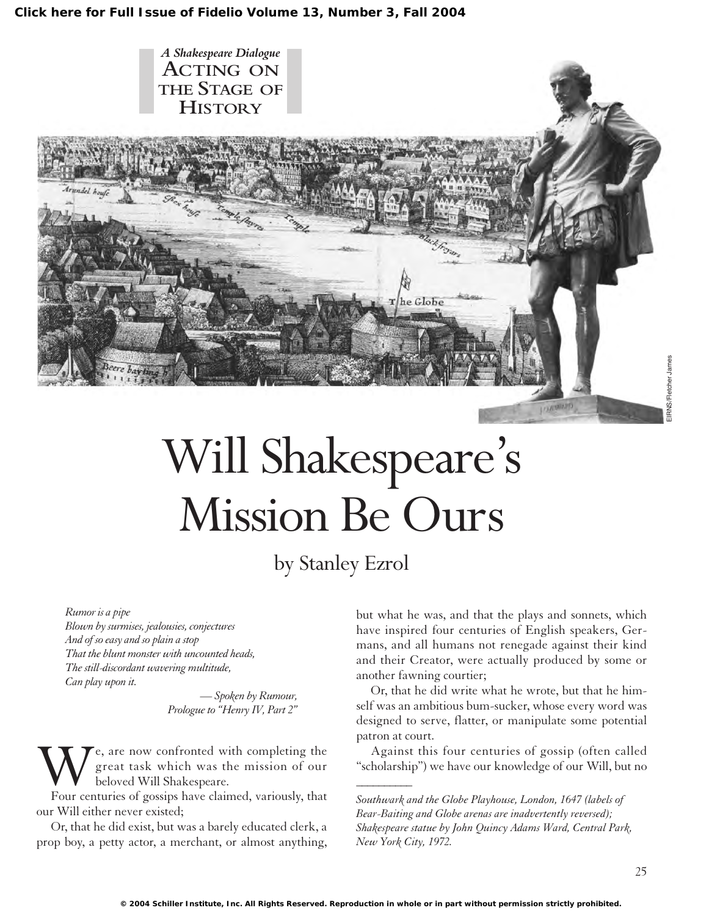A Shakespeare Dialogue

ACTING ON THE STAGE OF HISTORY

# Will Shakespeare's Mission Be Ours

by Stanley Ezrol

*Rumor is a pipe*
*Blown by surmises, jealousies, conjectures*
*And of so easy and so plain a stop*
*That the blunt monster with uncounted heads,*
*The still-discordant wavering multitude,*
*Can play upon it.*

— *Spoken by Rumour, Prologue to "Henry IV, Part 2"*

We, are now confronted with completing the great task which was the mission of our beloved Will Shakespeare.

Four centuries of gossips have claimed, variously, that our Will either never existed;

Or, that he did exist, but was a barely educated clerk, a prop boy, a petty actor, a merchant, or almost anything, but what he was, and that the plays and sonnets, which have inspired four centuries of English speakers, Germans, and all humans not renegade against their kind and their Creator, were actually produced by some or another fawning courtier;

Or, that he did write what he wrote, but that he himself was an ambitious bum-sucker, whose every word was designed to serve, flatter, or manipulate some potential patron at court.

Against this four centuries of gossip (often called "scholarship") we have our knowledge of our Will, but no

---

*Southwark and the Globe Playhouse, London, 1647 (labels of Bear-Baiting and Globe arenas are inadvertently reversed); Shakespeare statue by John Quincy Adams Ward, Central Park, New York City, 1972.*

EIRNS/Fletcher James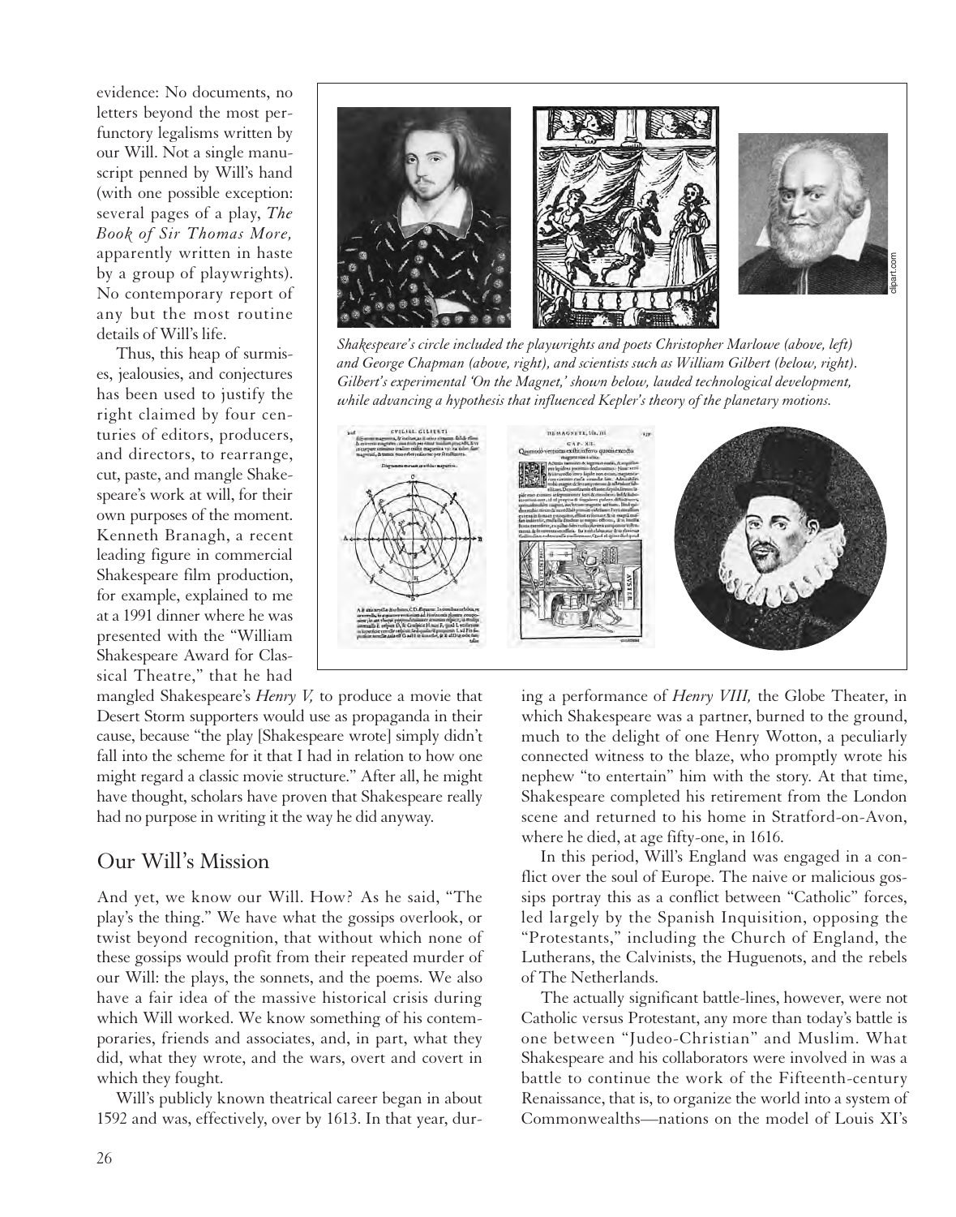evidence: No documents, no letters beyond the most perfunctory legalisms written by our Will. Not a single manuscript penned by Will's hand (with one possible exception: several pages of a play, *The Book of Sir Thomas More,* apparently written in haste by a group of playwrights). No contemporary report of any but the most routine details of Will's life.

Thus, this heap of surmises, jealousies, and conjectures has been used to justify the right claimed by four centuries of editors, producers, and directors, to rearrange, cut, paste, and mangle Shakespeare's work at will, for their own purposes of the moment. Kenneth Branagh, a recent leading figure in commercial Shakespeare film production, for example, explained to me at a 1991 dinner where he was presented with the "William Shakespeare Award for Classical Theatre," that he had mangled Shakespeare's *Henry V,* to produce a movie that Desert Storm supporters would use as propaganda in their cause, because "the play [Shakespeare wrote] simply didn't fall into the scheme for it that I had in relation to how one might regard a classic movie structure." After all, he might have thought, scholars have proven that Shakespeare really had no purpose in writing it the way he did anyway.

*Shakespeare's circle included the playwrights and poets Christopher Marlowe (above, left) and George Chapman (above, right), and scientists such as William Gilbert (below, right). Gilbert's experimental 'On the Magnet,' shown below, lauded technological development, while advancing a hypothesis that influenced Kepler's theory of the planetary motions.*

## Our Will's Mission

And yet, we know our Will. How? As he said, "The play's the thing." We have what the gossips overlook, or twist beyond recognition, that without which none of these gossips would profit from their repeated murder of our Will: the plays, the sonnets, and the poems. We also have a fair idea of the massive historical crisis during which Will worked. We know something of his contemporaries, friends and associates, and, in part, what they did, what they wrote, and the wars, overt and covert in which they fought.

Will's publicly known theatrical career began in about 1592 and was, effectively, over by 1613. In that year, during a performance of *Henry VIII,* the Globe Theater, in which Shakespeare was a partner, burned to the ground, much to the delight of one Henry Wotton, a peculiarly connected witness to the blaze, who promptly wrote his nephew "to entertain" him with the story. At that time, Shakespeare completed his retirement from the London scene and returned to his home in Stratford-on-Avon, where he died, at age fifty-one, in 1616.

In this period, Will's England was engaged in a conflict over the soul of Europe. The naive or malicious gossips portray this as a conflict between "Catholic" forces, led largely by the Spanish Inquisition, opposing the "Protestants," including the Church of England, the Lutherans, the Calvinists, the Huguenots, and the rebels of The Netherlands.

The actually significant battle-lines, however, were not Catholic versus Protestant, any more than today's battle is one between "Judeo-Christian" and Muslim. What Shakespeare and his collaborators were involved in was a battle to continue the work of the Fifteenth-century Renaissance, that is, to organize the world into a system of Commonwealths—nations on the model of Louis XI's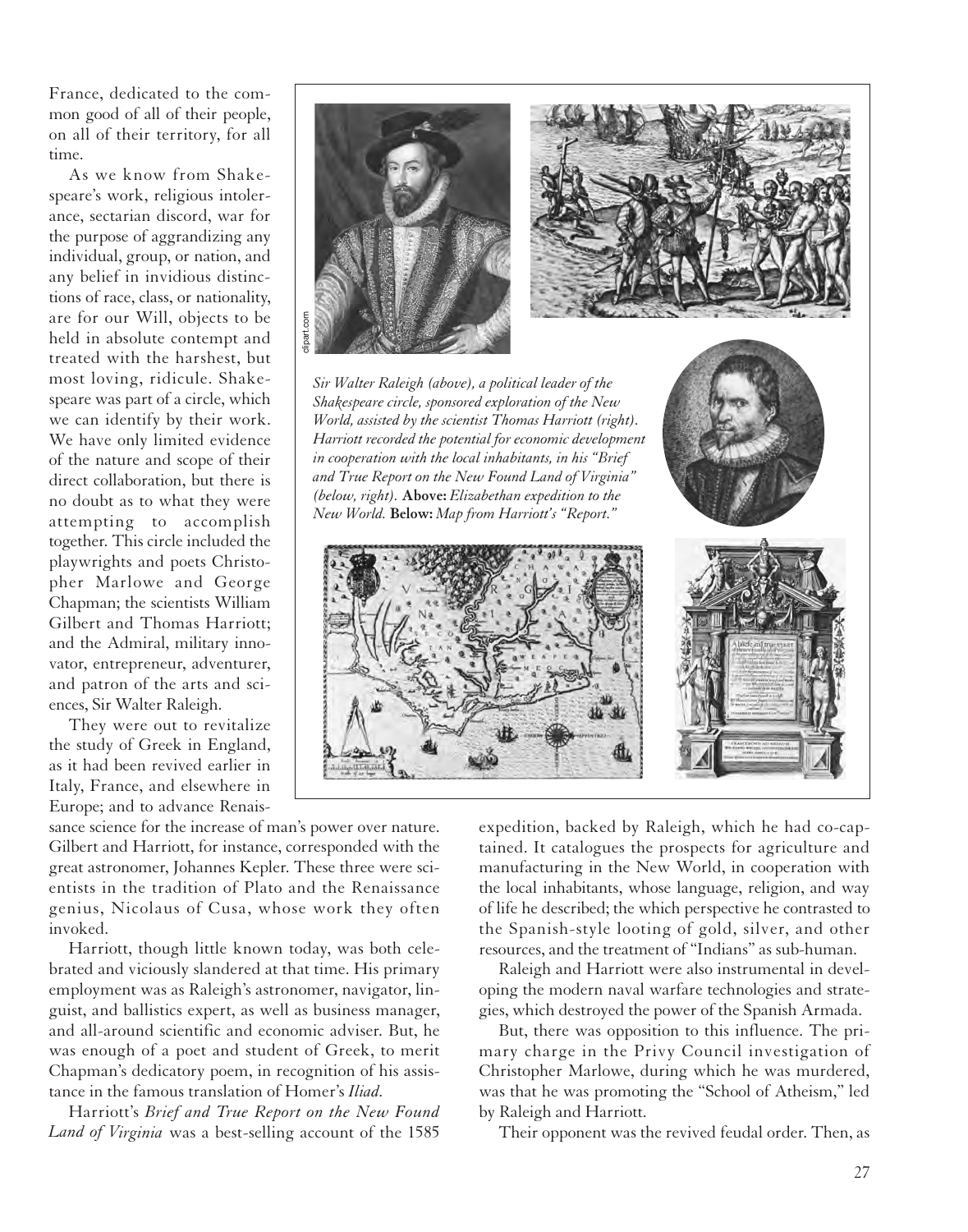France, dedicated to the common good of all of their people, on all of their territory, for all time.

As we know from Shakespeare's work, religious intolerance, sectarian discord, war for the purpose of aggrandizing any individual, group, or nation, and any belief in invidious distinctions of race, class, or nationality, are for our Will, objects to be held in absolute contempt and treated with the harshest, but most loving, ridicule. Shakespeare was part of a circle, which we can identify by their work. We have only limited evidence of the nature and scope of their direct collaboration, but there is no doubt as to what they were attempting to accomplish together. This circle included the playwrights and poets Christopher Marlowe and George Chapman; the scientists William Gilbert and Thomas Harriott; and the Admiral, military innovator, entrepreneur, adventurer, and patron of the arts and sciences, Sir Walter Raleigh.

They were out to revitalize the study of Greek in England, as it had been revived earlier in Italy, France, and elsewhere in Europe; and to advance Renaissance science for the increase of man's power over nature. Gilbert and Harriott, for instance, corresponded with the great astronomer, Johannes Kepler. These three were scientists in the tradition of Plato and the Renaissance genius, Nicolaus of Cusa, whose work they often invoked.

Harriott, though little known today, was both celebrated and viciously slandered at that time. His primary employment was as Raleigh's astronomer, navigator, linguist, and ballistics expert, as well as business manager, and all-around scientific and economic adviser. But, he was enough of a poet and student of Greek, to merit Chapman's dedicatory poem, in recognition of his assistance in the famous translation of Homer's *Iliad*.

Harriott's *Brief and True Report on the New Found Land of Virginia* was a best-selling account of the 1585 expedition, backed by Raleigh, which he had co-captained. It catalogues the prospects for agriculture and manufacturing in the New World, in cooperation with the local inhabitants, whose language, religion, and way of life he described; the which perspective he contrasted to the Spanish-style looting of gold, silver, and other resources, and the treatment of "Indians" as sub-human.

Raleigh and Harriott were also instrumental in developing the modern naval warfare technologies and strategies, which destroyed the power of the Spanish Armada.

But, there was opposition to this influence. The primary charge in the Privy Council investigation of Christopher Marlowe, during which he was murdered, was that he was promoting the "School of Atheism," led by Raleigh and Harriott.

Their opponent was the revived feudal order. Then, as

*Sir Walter Raleigh (above), a political leader of the Shakespeare circle, sponsored exploration of the New World, assisted by the scientist Thomas Harriott (right). Harriott recorded the potential for economic development in cooperation with the local inhabitants, in his "Brief and True Report on the New Found Land of Virginia" (below, right).* **Above:** *Elizabethan expedition to the New World.* **Below:** *Map from Harriott's "Report."*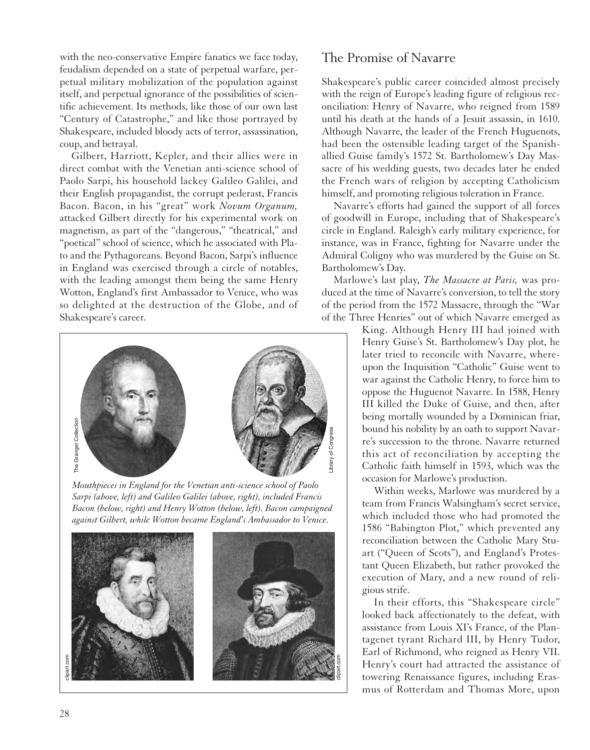with the neo-conservative Empire fanatics we face today, feudalism depended on a state of perpetual warfare, perpetual military mobilization of the population against itself, and perpetual ignorance of the possibilities of scientific achievement. Its methods, like those of our own last "Century of Catastrophe," and like those portrayed by Shakespeare, included bloody acts of terror, assassination, coup, and betrayal.

Gilbert, Harriott, Kepler, and their allies were in direct combat with the Venetian anti-science school of Paolo Sarpi, his household lackey Galileo Galilei, and their English propagandist, the corrupt pederast, Francis Bacon. Bacon, in his "great" work *Novum Organum,* attacked Gilbert directly for his experimental work on magnetism, as part of the "dangerous," "theatrical," and "poetical" school of science, which he associated with Plato and the Pythagoreans. Beyond Bacon, Sarpi's influence in England was exercised through a circle of notables, with the leading amongst them being the same Henry Wotton, England's first Ambassador to Venice, who was so delighted at the destruction of the Globe, and of Shakespeare's career.

*Mouthpieces in England for the Venetian anti-science school of Paolo Sarpi (above, left) and Galileo Galilei (above, right), included Francis Bacon (below, right) and Henry Wotton (below, left). Bacon campaigned against Gilbert, while Wotton became England's Ambassador to Venice.*

## The Promise of Navarre

Shakespeare's public career coincided almost precisely with the reign of Europe's leading figure of religious reconciliation: Henry of Navarre, who reigned from 1589 until his death at the hands of a Jesuit assassin, in 1610. Although Navarre, the leader of the French Huguenots, had been the ostensible leading target of the Spanish-allied Guise family's 1572 St. Bartholomew's Day Massacre of his wedding guests, two decades later he ended the French wars of religion by accepting Catholicism himself, and promoting religious toleration in France.

Navarre's efforts had gained the support of all forces of goodwill in Europe, including that of Shakespeare's circle in England. Raleigh's early military experience, for instance, was in France, fighting for Navarre under the Admiral Coligny who was murdered by the Guise on St. Bartholomew's Day.

Marlowe's last play, *The Massacre at Paris,* was produced at the time of Navarre's conversion, to tell the story of the period from the 1572 Massacre, through the "War of the Three Henries" out of which Navarre emerged as King. Although Henry III had joined with Henry Guise's St. Bartholomew's Day plot, he later tried to reconcile with Navarre, whereupon the Inquisition "Catholic" Guise went to war against the Catholic Henry, to force him to oppose the Huguenot Navarre. In 1588, Henry III killed the Duke of Guise, and then, after being mortally wounded by a Dominican friar, bound his nobility by an oath to support Navarre's succession to the throne. Navarre returned this act of reconciliation by accepting the Catholic faith himself in 1593, which was the occasion for Marlowe's production.

Within weeks, Marlowe was murdered by a team from Francis Walsingham's secret service, which included those who had promoted the 1586 "Babington Plot," which prevented any reconciliation between the Catholic Mary Stuart ("Queen of Scots"), and England's Protestant Queen Elizabeth, but rather provoked the execution of Mary, and a new round of religious strife.

In their efforts, this "Shakespeare circle" looked back affectionately to the defeat, with assistance from Louis XI's France, of the Plantagenet tyrant Richard III, by Henry Tudor, Earl of Richmond, who reigned as Henry VII. Henry's court had attracted the assistance of towering Renaissance figures, including Erasmus of Rotterdam and Thomas More, upon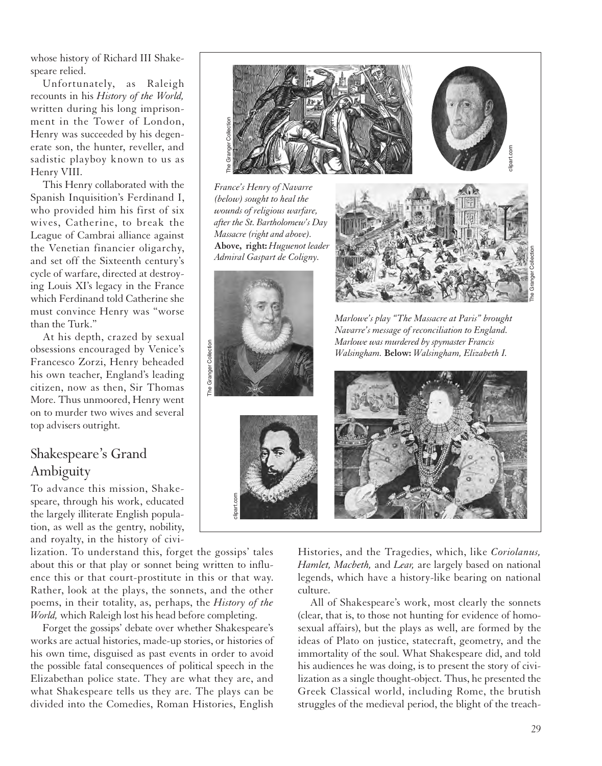whose history of Richard III Shakespeare relied.

Unfortunately, as Raleigh recounts in his *History of the World,* written during his long imprisonment in the Tower of London, Henry was succeeded by his degenerate son, the hunter, reveller, and sadistic playboy known to us as Henry VIII.

This Henry collaborated with the Spanish Inquisition's Ferdinand I, who provided him his first of six wives, Catherine, to break the League of Cambrai alliance against the Venetian financier oligarchy, and set off the Sixteenth century's cycle of warfare, directed at destroying Louis XI's legacy in the France which Ferdinand told Catherine she must convince Henry was "worse than the Turk."

At his depth, crazed by sexual obsessions encouraged by Venice's Francesco Zorzi, Henry beheaded his own teacher, England's leading citizen, now as then, Sir Thomas More. Thus unmoored, Henry went on to murder two wives and several top advisers outright.

*France's Henry of Navarre (below) sought to heal the wounds of religious warfare, after the St. Bartholomew's Day Massacre (right and above).* **Above, right:** *Huguenot leader Admiral Gaspart de Coligny.*

*Marlowe's play "The Massacre at Paris" brought Navarre's message of reconciliation to England. Marlowe was murdered by spymaster Francis Walsingham.* **Below:** *Walsingham, Elizabeth I.*

## Shakespeare's Grand Ambiguity

To advance this mission, Shakespeare, through his work, educated the largely illiterate English population, as well as the gentry, nobility, and royalty, in the history of civilization. To understand this, forget the gossips' tales about this or that play or sonnet being written to influence this or that court-prostitute in this or that way. Rather, look at the plays, the sonnets, and the other poems, in their totality, as, perhaps, the *History of the World,* which Raleigh lost his head before completing.

Forget the gossips' debate over whether Shakespeare's works are actual histories, made-up stories, or histories of his own time, disguised as past events in order to avoid the possible fatal consequences of political speech in the Elizabethan police state. They are what they are, and what Shakespeare tells us they are. The plays can be divided into the Comedies, Roman Histories, English Histories, and the Tragedies, which, like *Coriolanus, Hamlet, Macbeth,* and *Lear,* are largely based on national legends, which have a history-like bearing on national culture.

All of Shakespeare's work, most clearly the sonnets (clear, that is, to those not hunting for evidence of homosexual affairs), but the plays as well, are formed by the ideas of Plato on justice, statecraft, geometry, and the immortality of the soul. What Shakespeare did, and told his audiences he was doing, is to present the story of civilization as a single thought-object. Thus, he presented the Greek Classical world, including Rome, the brutish struggles of the medieval period, the blight of the treach-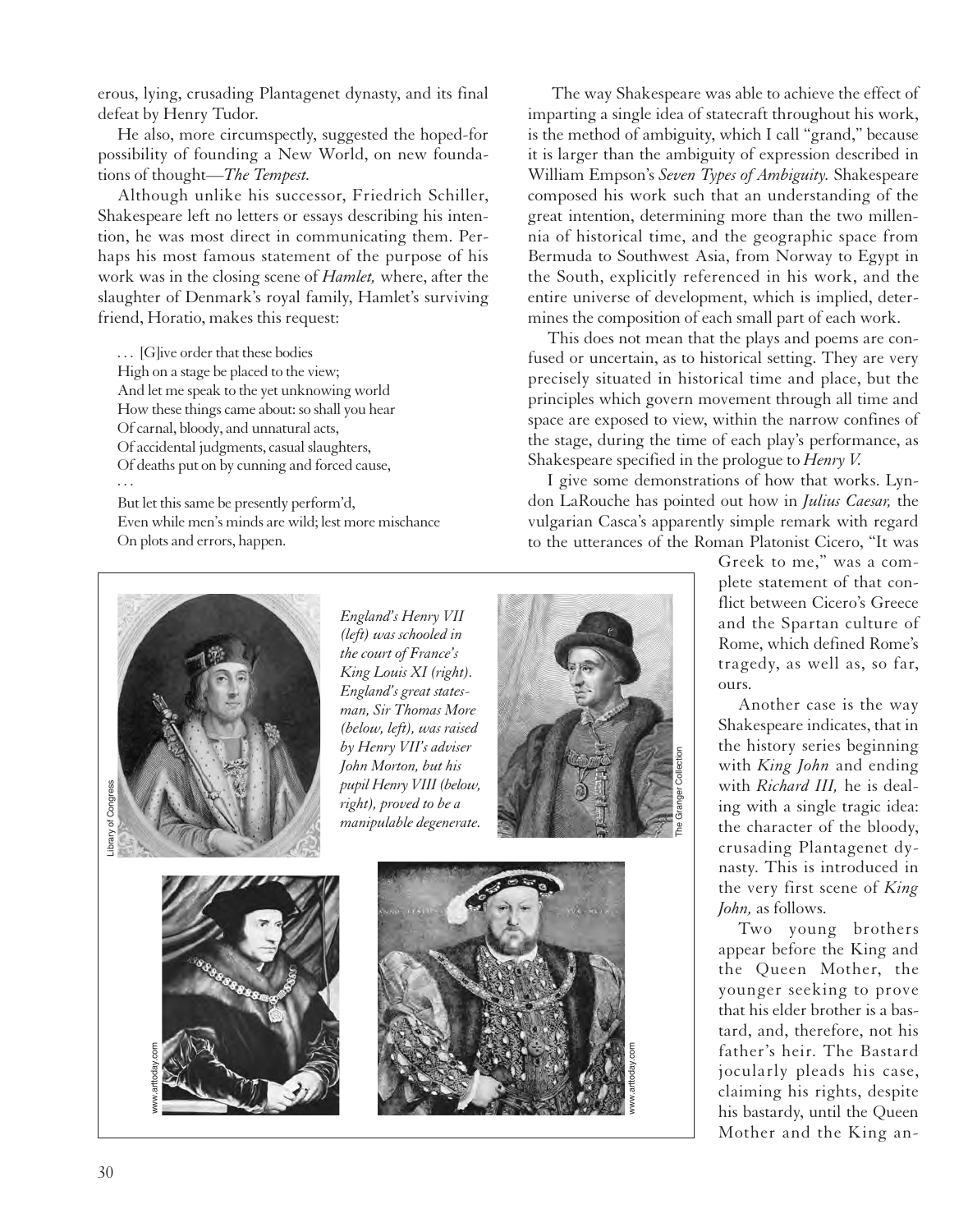erous, lying, crusading Plantagenet dynasty, and its final defeat by Henry Tudor.

He also, more circumspectly, suggested the hoped-for possibility of founding a New World, on new foundations of thought—*The Tempest.*

Although unlike his successor, Friedrich Schiller, Shakespeare left no letters or essays describing his intention, he was most direct in communicating them. Perhaps his most famous statement of the purpose of his work was in the closing scene of *Hamlet,* where, after the slaughter of Denmark's royal family, Hamlet's surviving friend, Horatio, makes this request:

> . . . [G]ive order that these bodies
> High on a stage be placed to the view;
> And let me speak to the yet unknowing world
> How these things came about: so shall you hear
> Of carnal, bloody, and unnatural acts,
> Of accidental judgments, casual slaughters,
> Of deaths put on by cunning and forced cause,
> . . .
> But let this same be presently perform'd,
> Even while men's minds are wild; lest more mischance
> On plots and errors, happen.

*England's Henry VII (left) was schooled in the court of France's King Louis XI (right). England's great statesman, Sir Thomas More (below, left), was raised by Henry VII's adviser John Morton, but his pupil Henry VIII (below, right), proved to be a manipulable degenerate.*

The way Shakespeare was able to achieve the effect of imparting a single idea of statecraft throughout his work, is the method of ambiguity, which I call "grand," because it is larger than the ambiguity of expression described in William Empson's *Seven Types of Ambiguity.* Shakespeare composed his work such that an understanding of the great intention, determining more than the two millennia of historical time, and the geographic space from Bermuda to Southwest Asia, from Norway to Egypt in the South, explicitly referenced in his work, and the entire universe of development, which is implied, determines the composition of each small part of each work.

This does not mean that the plays and poems are confused or uncertain, as to historical setting. They are very precisely situated in historical time and place, but the principles which govern movement through all time and space are exposed to view, within the narrow confines of the stage, during the time of each play's performance, as Shakespeare specified in the prologue to *Henry V.*

I give some demonstrations of how that works. Lyndon LaRouche has pointed out how in *Julius Caesar,* the vulgarian Casca's apparently simple remark with regard to the utterances of the Roman Platonist Cicero, "It was Greek to me," was a complete statement of that conflict between Cicero's Greece and the Spartan culture of Rome, which defined Rome's tragedy, as well as, so far, ours.

Another case is the way Shakespeare indicates, that in the history series beginning with *King John* and ending with *Richard III,* he is dealing with a single tragic idea: the character of the bloody, crusading Plantagenet dynasty. This is introduced in the very first scene of *King John,* as follows.

Two young brothers appear before the King and the Queen Mother, the younger seeking to prove that his elder brother is a bastard, and, therefore, not his father's heir. The Bastard jocularly pleads his case, claiming his rights, despite his bastardy, until the Queen Mother and the King an-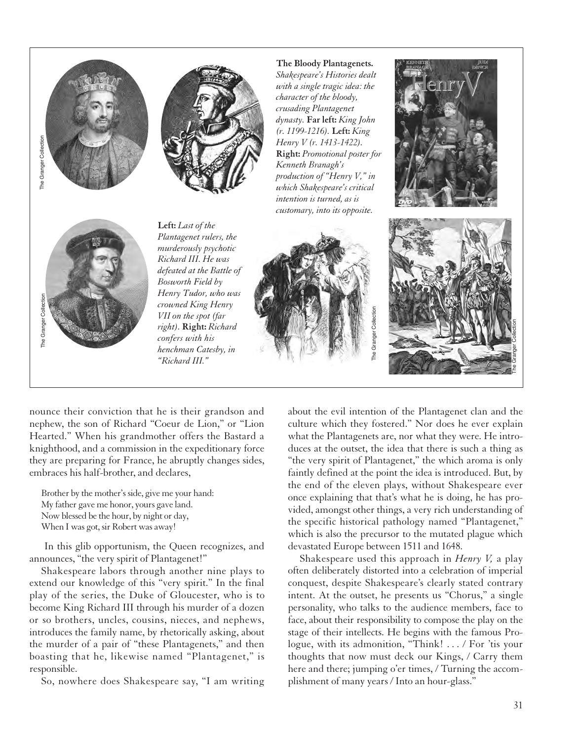**The Bloody Plantagenets.** *Shakespeare's Histories dealt with a single tragic idea: the character of the bloody, crusading Plantagenet dynasty.* **Far left:** *King John (r. 1199-1216).* **Left:** *King Henry V (r. 1413-1422).* **Right:** *Promotional poster for Kenneth Branagh's production of "Henry V," in which Shakespeare's critical intention is turned, as is customary, into its opposite.*

**Left:** *Last of the Plantagenet rulers, the murderously psychotic Richard III. He was defeated at the Battle of Bosworth Field by Henry Tudor, who was crowned King Henry VII on the spot (far right).* **Right:** *Richard confers with his henchman Catesby, in "Richard III."*

nounce their conviction that he is their grandson and nephew, the son of Richard "Coeur de Lion," or "Lion Hearted." When his grandmother offers the Bastard a knighthood, and a commission in the expeditionary force they are preparing for France, he abruptly changes sides, embraces his half-brother, and declares,

> Brother by the mother's side, give me your hand:
> My father gave me honor, yours gave land.
> Now blessed be the hour, by night or day,
> When I was got, sir Robert was away!

In this glib opportunism, the Queen recognizes, and announces, "the very spirit of Plantagenet!"

Shakespeare labors through another nine plays to extend our knowledge of this "very spirit." In the final play of the series, the Duke of Gloucester, who is to become King Richard III through his murder of a dozen or so brothers, uncles, cousins, nieces, and nephews, introduces the family name, by rhetorically asking, about the murder of a pair of "these Plantagenets," and then boasting that he, likewise named "Plantagenet," is responsible.

So, nowhere does Shakespeare say, "I am writing about the evil intention of the Plantagenet clan and the culture which they fostered." Nor does he ever explain what the Plantagenets are, nor what they were. He introduces at the outset, the idea that there is such a thing as "the very spirit of Plantagenet," the which aroma is only faintly defined at the point the idea is introduced. But, by the end of the eleven plays, without Shakespeare ever once explaining that that's what he is doing, he has provided, amongst other things, a very rich understanding of the specific historical pathology named "Plantagenet," which is also the precursor to the mutated plague which devastated Europe between 1511 and 1648.

Shakespeare used this approach in *Henry V,* a play often deliberately distorted into a celebration of imperial conquest, despite Shakespeare's clearly stated contrary intent. At the outset, he presents us "Chorus," a single personality, who talks to the audience members, face to face, about their responsibility to compose the play on the stage of their intellects. He begins with the famous Prologue, with its admonition, "Think! . . . / For 'tis your thoughts that now must deck our Kings, / Carry them here and there; jumping o'er times, / Turning the accomplishment of many years / Into an hour-glass."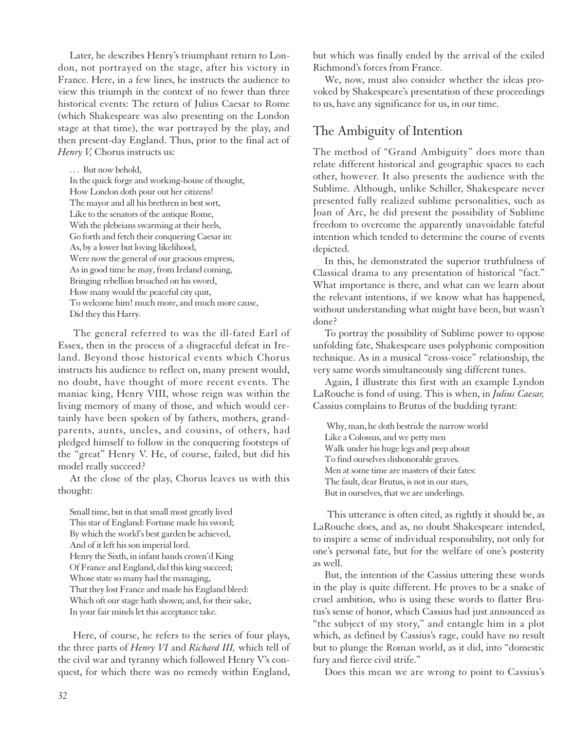Later, he describes Henry's triumphant return to London, not portrayed on the stage, after his victory in France. Here, in a few lines, he instructs the audience to view this triumph in the context of no fewer than three historical events: The return of Julius Caesar to Rome (which Shakespeare was also presenting on the London stage at that time), the war portrayed by the play, and then present-day England. Thus, prior to the final act of *Henry V,* Chorus instructs us:

> . . . But now behold,
> In the quick forge and working-house of thought,
> How London doth pour out her citizens!
> The mayor and all his brethren in best sort,
> Like to the senators of the antique Rome,
> With the plebeians swarming at their heels,
> Go forth and fetch their conquering Caesar in:
> As, by a lower but loving likelihood,
> Were now the general of our gracious empress,
> As in good time he may, from Ireland coming,
> Bringing rebellion broached on his sword,
> How many would the peaceful city quit,
> To welcome him! much more, and much more cause,
> Did they this Harry.

The general referred to was the ill-fated Earl of Essex, then in the process of a disgraceful defeat in Ireland. Beyond those historical events which Chorus instructs his audience to reflect on, many present would, no doubt, have thought of more recent events. The maniac king, Henry VIII, whose reign was within the living memory of many of those, and which would certainly have been spoken of by fathers, mothers, grandparents, aunts, uncles, and cousins, of others, had pledged himself to follow in the conquering footsteps of the "great" Henry V. He, of course, failed, but did his model really succeed?

At the close of the play, Chorus leaves us with this thought:

> Small time, but in that small most greatly lived
> This star of England: Fortune made his sword;
> By which the world's best garden be achieved,
> And of it left his son imperial lord.
> Henry the Sixth, in infant bands crown'd King
> Of France and England, did this king succeed;
> Whose state so many had the managing,
> That they lost France and made his England bleed:
> Which oft our stage hath shown; and, for their sake,
> In your fair minds let this acceptance take.

Here, of course, he refers to the series of four plays, the three parts of *Henry VI* and *Richard III,* which tell of the civil war and tyranny which followed Henry V's conquest, for which there was no remedy within England, but which was finally ended by the arrival of the exiled Richmond's forces from France.

We, now, must also consider whether the ideas provoked by Shakespeare's presentation of these proceedings to us, have any significance for us, in our time.

## The Ambiguity of Intention

The method of "Grand Ambiguity" does more than relate different historical and geographic spaces to each other, however. It also presents the audience with the Sublime. Although, unlike Schiller, Shakespeare never presented fully realized sublime personalities, such as Joan of Arc, he did present the possibility of Sublime freedom to overcome the apparently unavoidable fateful intention which tended to determine the course of events depicted.

In this, he demonstrated the superior truthfulness of Classical drama to any presentation of historical "fact." What importance is there, and what can we learn about the relevant intentions, if we know what has happened, without understanding what might have been, but wasn't done?

To portray the possibility of Sublime power to oppose unfolding fate, Shakespeare uses polyphonic composition technique. As in a musical "cross-voice" relationship, the very same words simultaneously sing different tunes.

Again, I illustrate this first with an example Lyndon LaRouche is fond of using. This is when, in *Julius Caesar,* Cassius complains to Brutus of the budding tyrant:

> Why, man, he doth bestride the narrow world
> Like a Colossus, and we petty men
> Walk under his huge legs and peep about
> To find ourselves dishonorable graves.
> Men at some time are masters of their fates:
> The fault, dear Brutus, is not in our stars,
> But in ourselves, that we are underlings.

This utterance is often cited, as rightly it should be, as LaRouche does, and as, no doubt Shakespeare intended, to inspire a sense of individual responsibility, not only for one's personal fate, but for the welfare of one's posterity as well.

But, the intention of the Cassius uttering these words in the play is quite different. He proves to be a snake of cruel ambition, who is using these words to flatter Brutus's sense of honor, which Cassius had just announced as "the subject of my story," and entangle him in a plot which, as defined by Cassius's rage, could have no result but to plunge the Roman world, as it did, into "domestic fury and fierce civil strife."

Does this mean we are wrong to point to Cassius's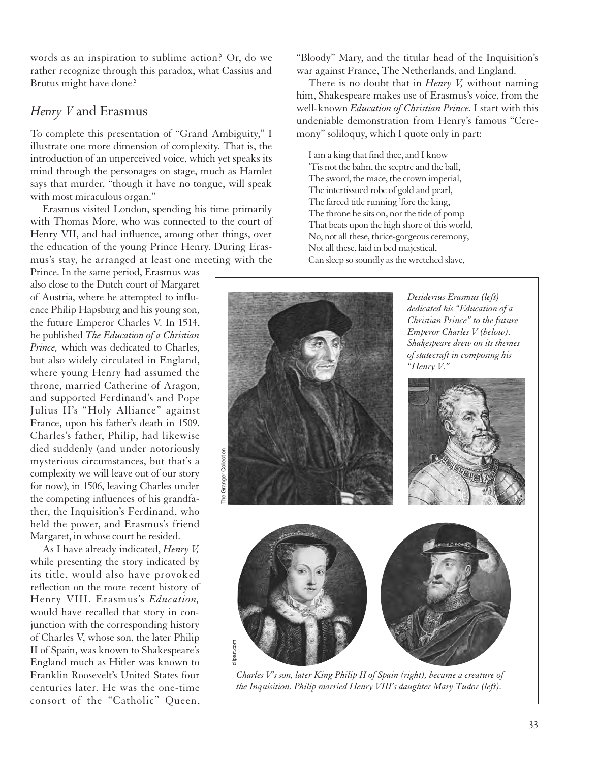words as an inspiration to sublime action? Or, do we rather recognize through this paradox, what Cassius and Brutus might have done?

## *Henry V* and Erasmus

To complete this presentation of "Grand Ambiguity," I illustrate one more dimension of complexity. That is, the introduction of an unperceived voice, which yet speaks its mind through the personages on stage, much as Hamlet says that murder, "though it have no tongue, will speak with most miraculous organ."

Erasmus visited London, spending his time primarily with Thomas More, who was connected to the court of Henry VII, and had influence, among other things, over the education of the young Prince Henry. During Erasmus's stay, he arranged at least one meeting with the Prince. In the same period, Erasmus was also close to the Dutch court of Margaret of Austria, where he attempted to influence Philip Hapsburg and his young son, the future Emperor Charles V. In 1514, he published *The Education of a Christian Prince,* which was dedicated to Charles, but also widely circulated in England, where young Henry had assumed the throne, married Catherine of Aragon, and supported Ferdinand's and Pope Julius II's "Holy Alliance" against France, upon his father's death in 1509. Charles's father, Philip, had likewise died suddenly (and under notoriously mysterious circumstances, but that's a complexity we will leave out of our story for now), in 1506, leaving Charles under the competing influences of his grandfather, the Inquisition's Ferdinand, who held the power, and Erasmus's friend Margaret, in whose court he resided.

As I have already indicated, *Henry V,* while presenting the story indicated by its title, would also have provoked reflection on the more recent history of Henry VIII. Erasmus's *Education,* would have recalled that story in conjunction with the corresponding history of Charles V, whose son, the later Philip II of Spain, was known to Shakespeare's England much as Hitler was known to Franklin Roosevelt's United States four centuries later. He was the one-time consort of the "Catholic" Queen, "Bloody" Mary, and the titular head of the Inquisition's war against France, The Netherlands, and England.

There is no doubt that in *Henry V,* without naming him, Shakespeare makes use of Erasmus's voice, from the well-known *Education of Christian Prince.* I start with this undeniable demonstration from Henry's famous "Ceremony" soliloquy, which I quote only in part:

> I am a king that find thee, and I know
> 'Tis not the balm, the sceptre and the ball,
> The sword, the mace, the crown imperial,
> The intertissued robe of gold and pearl,
> The farced title running 'fore the king,
> The throne he sits on, nor the tide of pomp
> That beats upon the high shore of this world,
> No, not all these, thrice-gorgeous ceremony,
> Not all these, laid in bed majestical,
> Can sleep so soundly as the wretched slave,

*Desiderius Erasmus (left) dedicated his "Education of a Christian Prince" to the future Emperor Charles V (below). Shakespeare drew on its themes of statecraft in composing his "Henry V."*

The Granger Collection

clipart.com

*Charles V's son, later King Philip II of Spain (right), became a creature of the Inquisition. Philip married Henry VIII's daughter Mary Tudor (left).*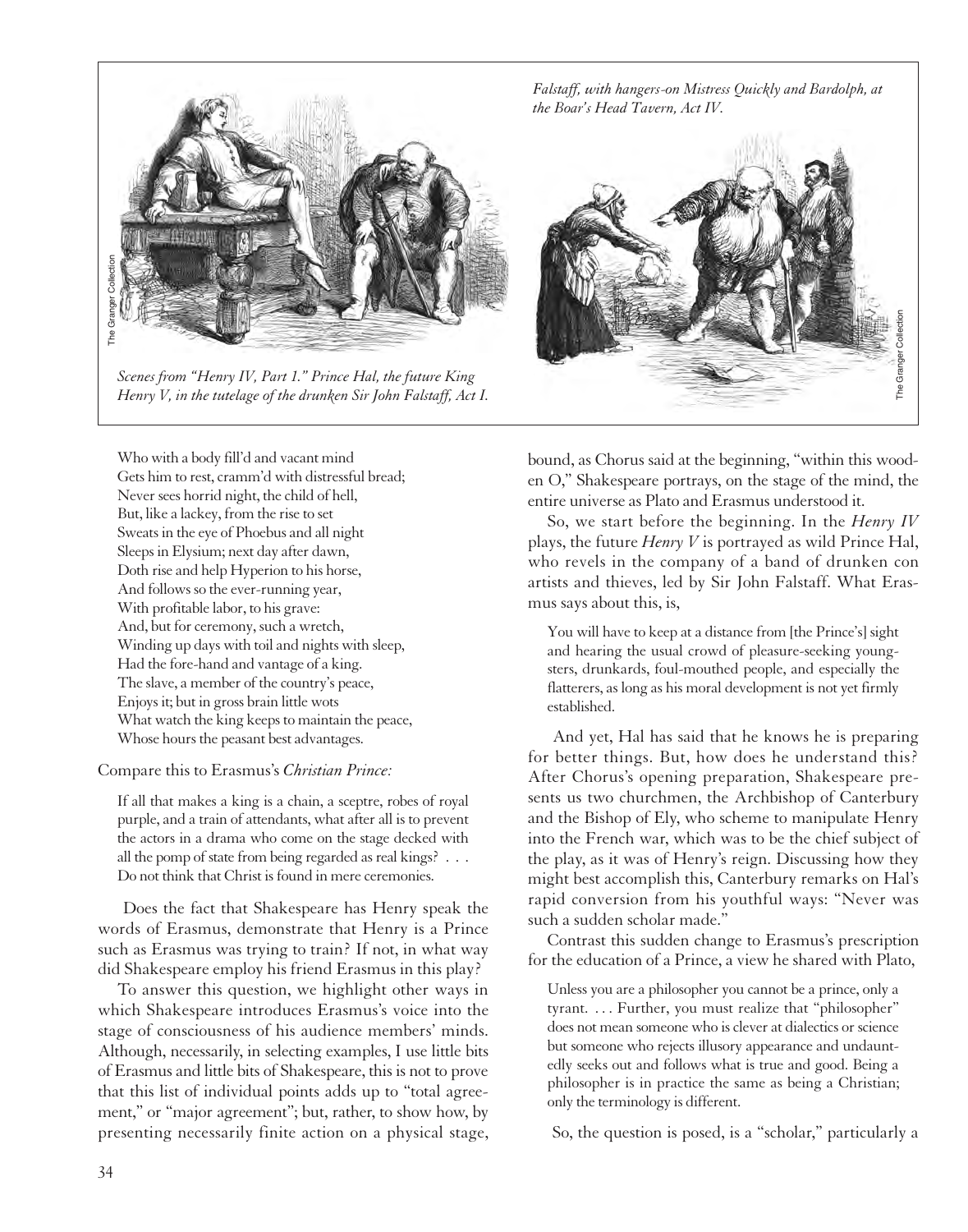*Falstaff, with hangers-on Mistress Quickly and Bardolph, at the Boar's Head Tavern, Act IV.*

*Scenes from "Henry IV, Part 1." Prince Hal, the future King Henry V, in the tutelage of the drunken Sir John Falstaff, Act I.*

> Who with a body fill'd and vacant mind
> Gets him to rest, cramm'd with distressful bread;
> Never sees horrid night, the child of hell,
> But, like a lackey, from the rise to set
> Sweats in the eye of Phoebus and all night
> Sleeps in Elysium; next day after dawn,
> Doth rise and help Hyperion to his horse,
> And follows so the ever-running year,
> With profitable labor, to his grave:
> And, but for ceremony, such a wretch,
> Winding up days with toil and nights with sleep,
> Had the fore-hand and vantage of a king.
> The slave, a member of the country's peace,
> Enjoys it; but in gross brain little wots
> What watch the king keeps to maintain the peace,
> Whose hours the peasant best advantages.

Compare this to Erasmus's *Christian Prince:*

> If all that makes a king is a chain, a sceptre, robes of royal purple, and a train of attendants, what after all is to prevent the actors in a drama who come on the stage decked with all the pomp of state from being regarded as real kings? . . . Do not think that Christ is found in mere ceremonies.

Does the fact that Shakespeare has Henry speak the words of Erasmus, demonstrate that Henry is a Prince such as Erasmus was trying to train? If not, in what way did Shakespeare employ his friend Erasmus in this play?

To answer this question, we highlight other ways in which Shakespeare introduces Erasmus's voice into the stage of consciousness of his audience members' minds. Although, necessarily, in selecting examples, I use little bits of Erasmus and little bits of Shakespeare, this is not to prove that this list of individual points adds up to "total agreement," or "major agreement"; but, rather, to show how, by presenting necessarily finite action on a physical stage, bound, as Chorus said at the beginning, "within this wooden O," Shakespeare portrays, on the stage of the mind, the entire universe as Plato and Erasmus understood it.

So, we start before the beginning. In the *Henry IV* plays, the future *Henry V* is portrayed as wild Prince Hal, who revels in the company of a band of drunken con artists and thieves, led by Sir John Falstaff. What Erasmus says about this, is,

> You will have to keep at a distance from [the Prince's] sight and hearing the usual crowd of pleasure-seeking youngsters, drunkards, foul-mouthed people, and especially the flatterers, as long as his moral development is not yet firmly established.

And yet, Hal has said that he knows he is preparing for better things. But, how does he understand this? After Chorus's opening preparation, Shakespeare presents us two churchmen, the Archbishop of Canterbury and the Bishop of Ely, who scheme to manipulate Henry into the French war, which was to be the chief subject of the play, as it was of Henry's reign. Discussing how they might best accomplish this, Canterbury remarks on Hal's rapid conversion from his youthful ways: "Never was such a sudden scholar made."

Contrast this sudden change to Erasmus's prescription for the education of a Prince, a view he shared with Plato,

> Unless you are a philosopher you cannot be a prince, only a tyrant. . . . Further, you must realize that "philosopher" does not mean someone who is clever at dialectics or science but someone who rejects illusory appearance and undauntedly seeks out and follows what is true and good. Being a philosopher is in practice the same as being a Christian; only the terminology is different.

So, the question is posed, is a "scholar," particularly a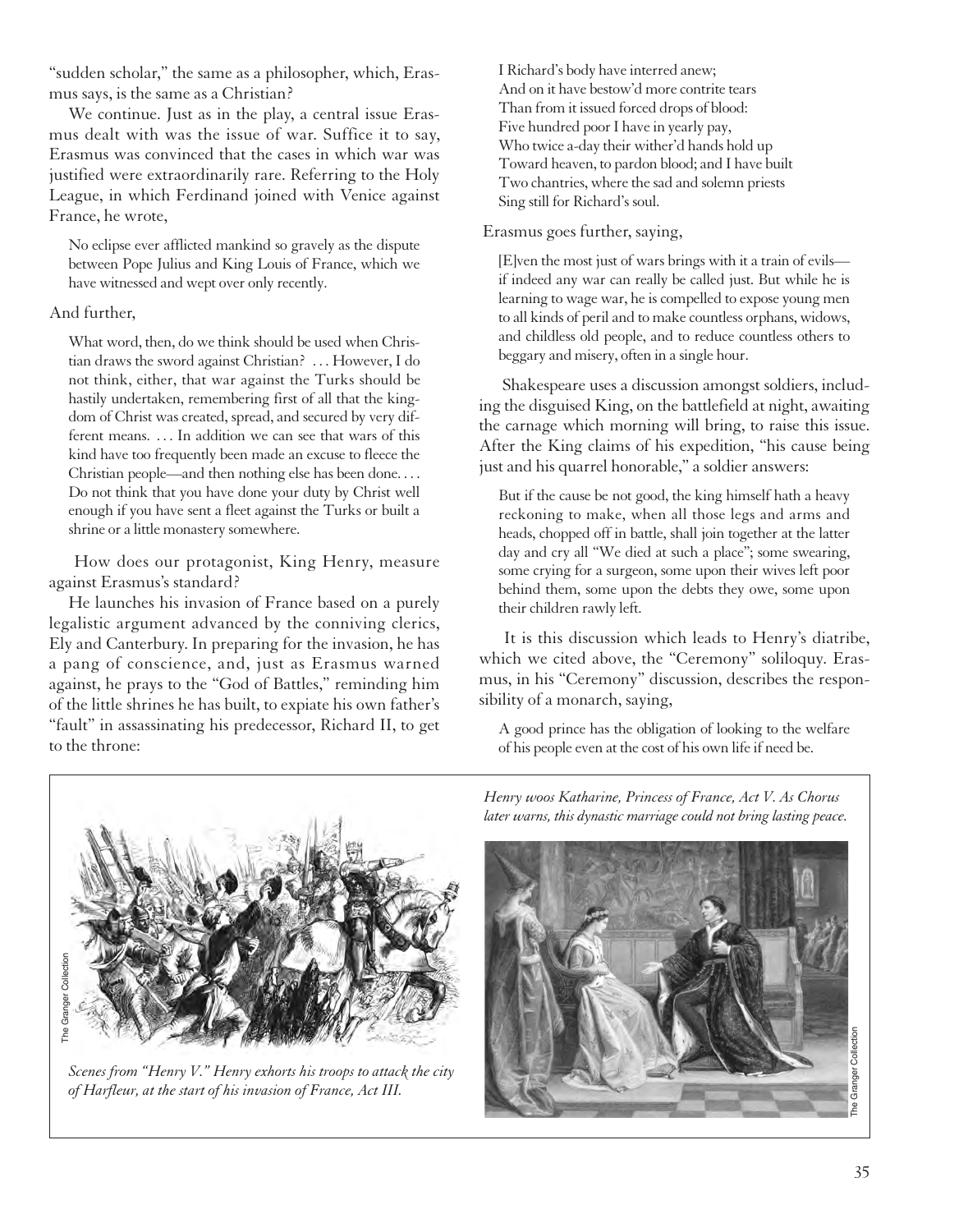"sudden scholar," the same as a philosopher, which, Erasmus says, is the same as a Christian?

We continue. Just as in the play, a central issue Erasmus dealt with was the issue of war. Suffice it to say, Erasmus was convinced that the cases in which war was justified were extraordinarily rare. Referring to the Holy League, in which Ferdinand joined with Venice against France, he wrote,

> No eclipse ever afflicted mankind so gravely as the dispute between Pope Julius and King Louis of France, which we have witnessed and wept over only recently.

And further,

> What word, then, do we think should be used when Christian draws the sword against Christian? . . . However, I do not think, either, that war against the Turks should be hastily undertaken, remembering first of all that the kingdom of Christ was created, spread, and secured by very different means. . . . In addition we can see that wars of this kind have too frequently been made an excuse to fleece the Christian people—and then nothing else has been done. . . . Do not think that you have done your duty by Christ well enough if you have sent a fleet against the Turks or built a shrine or a little monastery somewhere.

How does our protagonist, King Henry, measure against Erasmus's standard?

He launches his invasion of France based on a purely legalistic argument advanced by the conniving clerics, Ely and Canterbury. In preparing for the invasion, he has a pang of conscience, and, just as Erasmus warned against, he prays to the "God of Battles," reminding him of the little shrines he has built, to expiate his own father's "fault" in assassinating his predecessor, Richard II, to get to the throne:

> I Richard's body have interred anew;
> And on it have bestow'd more contrite tears
> Than from it issued forced drops of blood:
> Five hundred poor I have in yearly pay,
> Who twice a-day their wither'd hands hold up
> Toward heaven, to pardon blood; and I have built
> Two chantries, where the sad and solemn priests
> Sing still for Richard's soul.

Erasmus goes further, saying,

> [E]ven the most just of wars brings with it a train of evils—if indeed any war can really be called just. But while he is learning to wage war, he is compelled to expose young men to all kinds of peril and to make countless orphans, widows, and childless old people, and to reduce countless others to beggary and misery, often in a single hour.

Shakespeare uses a discussion amongst soldiers, including the disguised King, on the battlefield at night, awaiting the carnage which morning will bring, to raise this issue. After the King claims of his expedition, "his cause being just and his quarrel honorable," a soldier answers:

> But if the cause be not good, the king himself hath a heavy reckoning to make, when all those legs and arms and heads, chopped off in battle, shall join together at the latter day and cry all "We died at such a place"; some swearing, some crying for a surgeon, some upon their wives left poor behind them, some upon the debts they owe, some upon their children rawly left.

It is this discussion which leads to Henry's diatribe, which we cited above, the "Ceremony" soliloquy. Erasmus, in his "Ceremony" discussion, describes the responsibility of a monarch, saying,

> A good prince has the obligation of looking to the welfare of his people even at the cost of his own life if need be.

The Granger Collection

*Scenes from "Henry V." Henry exhorts his troops to attack the city of Harfleur, at the start of his invasion of France, Act III.*

*Henry woos Katharine, Princess of France, Act V. As Chorus later warns, this dynastic marriage could not bring lasting peace.*

The Granger Collection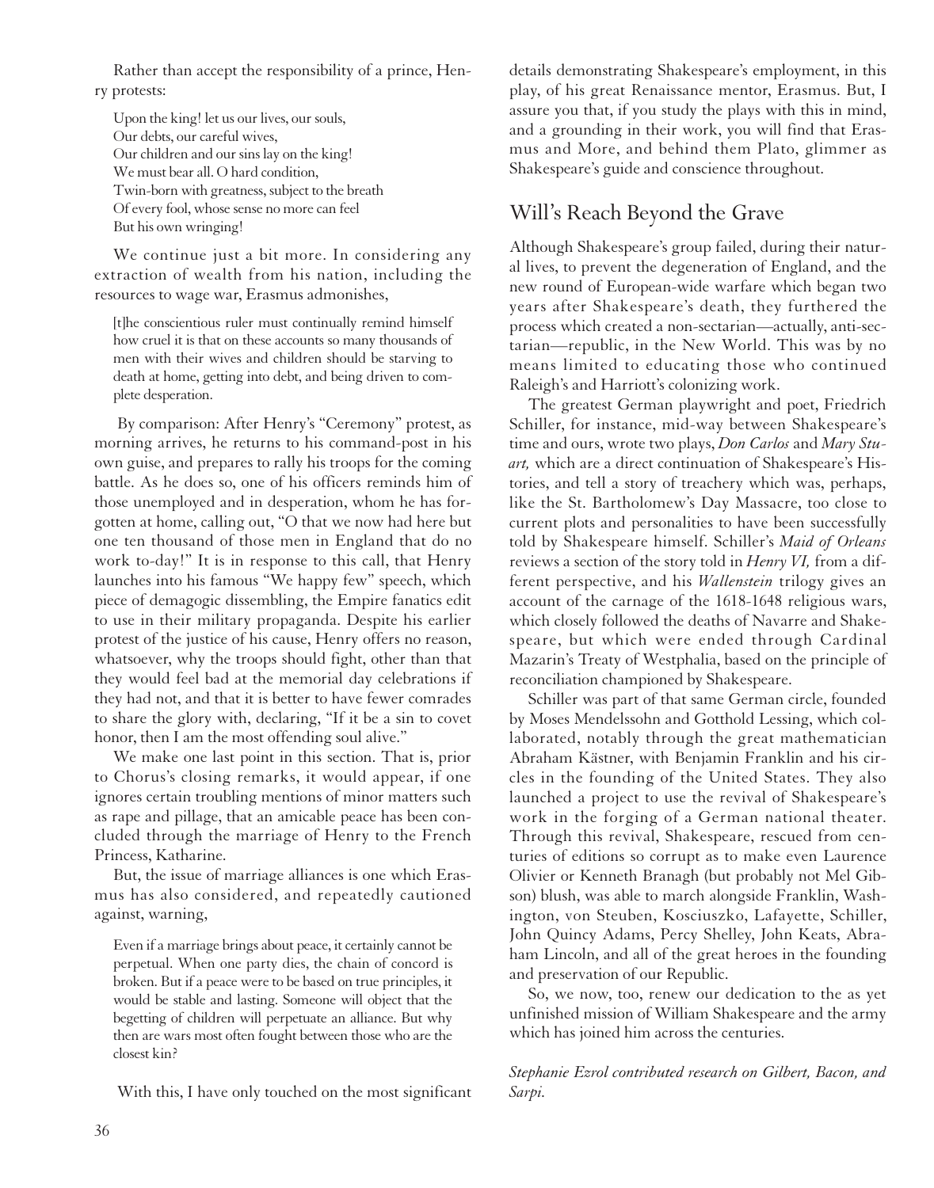Rather than accept the responsibility of a prince, Henry protests:

> Upon the king! let us our lives, our souls,
> Our debts, our careful wives,
> Our children and our sins lay on the king!
> We must bear all. O hard condition,
> Twin-born with greatness, subject to the breath
> Of every fool, whose sense no more can feel
> But his own wringing!

We continue just a bit more. In considering any extraction of wealth from his nation, including the resources to wage war, Erasmus admonishes,

> [t]he conscientious ruler must continually remind himself how cruel it is that on these accounts so many thousands of men with their wives and children should be starving to death at home, getting into debt, and being driven to complete desperation.

By comparison: After Henry's "Ceremony" protest, as morning arrives, he returns to his command-post in his own guise, and prepares to rally his troops for the coming battle. As he does so, one of his officers reminds him of those unemployed and in desperation, whom he has forgotten at home, calling out, "O that we now had here but one ten thousand of those men in England that do no work to-day!" It is in response to this call, that Henry launches into his famous "We happy few" speech, which piece of demagogic dissembling, the Empire fanatics edit to use in their military propaganda. Despite his earlier protest of the justice of his cause, Henry offers no reason, whatsoever, why the troops should fight, other than that they would feel bad at the memorial day celebrations if they had not, and that it is better to have fewer comrades to share the glory with, declaring, "If it be a sin to covet honor, then I am the most offending soul alive."

We make one last point in this section. That is, prior to Chorus's closing remarks, it would appear, if one ignores certain troubling mentions of minor matters such as rape and pillage, that an amicable peace has been concluded through the marriage of Henry to the French Princess, Katharine.

But, the issue of marriage alliances is one which Erasmus has also considered, and repeatedly cautioned against, warning,

> Even if a marriage brings about peace, it certainly cannot be perpetual. When one party dies, the chain of concord is broken. But if a peace were to be based on true principles, it would be stable and lasting. Someone will object that the begetting of children will perpetuate an alliance. But why then are wars most often fought between those who are the closest kin?

With this, I have only touched on the most significant details demonstrating Shakespeare's employment, in this play, of his great Renaissance mentor, Erasmus. But, I assure you that, if you study the plays with this in mind, and a grounding in their work, you will find that Erasmus and More, and behind them Plato, glimmer as Shakespeare's guide and conscience throughout.

## Will's Reach Beyond the Grave

Although Shakespeare's group failed, during their natural lives, to prevent the degeneration of England, and the new round of European-wide warfare which began two years after Shakespeare's death, they furthered the process which created a non-sectarian—actually, anti-sectarian—republic, in the New World. This was by no means limited to educating those who continued Raleigh's and Harriott's colonizing work.

The greatest German playwright and poet, Friedrich Schiller, for instance, mid-way between Shakespeare's time and ours, wrote two plays, *Don Carlos* and *Mary Stuart,* which are a direct continuation of Shakespeare's Histories, and tell a story of treachery which was, perhaps, like the St. Bartholomew's Day Massacre, too close to current plots and personalities to have been successfully told by Shakespeare himself. Schiller's *Maid of Orleans* reviews a section of the story told in *Henry VI,* from a different perspective, and his *Wallenstein* trilogy gives an account of the carnage of the 1618-1648 religious wars, which closely followed the deaths of Navarre and Shakespeare, but which were ended through Cardinal Mazarin's Treaty of Westphalia, based on the principle of reconciliation championed by Shakespeare.

Schiller was part of that same German circle, founded by Moses Mendelssohn and Gotthold Lessing, which collaborated, notably through the great mathematician Abraham Kästner, with Benjamin Franklin and his circles in the founding of the United States. They also launched a project to use the revival of Shakespeare's work in the forging of a German national theater. Through this revival, Shakespeare, rescued from centuries of editions so corrupt as to make even Laurence Olivier or Kenneth Branagh (but probably not Mel Gibson) blush, was able to march alongside Franklin, Washington, von Steuben, Kosciuszko, Lafayette, Schiller, John Quincy Adams, Percy Shelley, John Keats, Abraham Lincoln, and all of the great heroes in the founding and preservation of our Republic.

So, we now, too, renew our dedication to the as yet unfinished mission of William Shakespeare and the army which has joined him across the centuries.

*Stephanie Ezrol contributed research on Gilbert, Bacon, and Sarpi.*